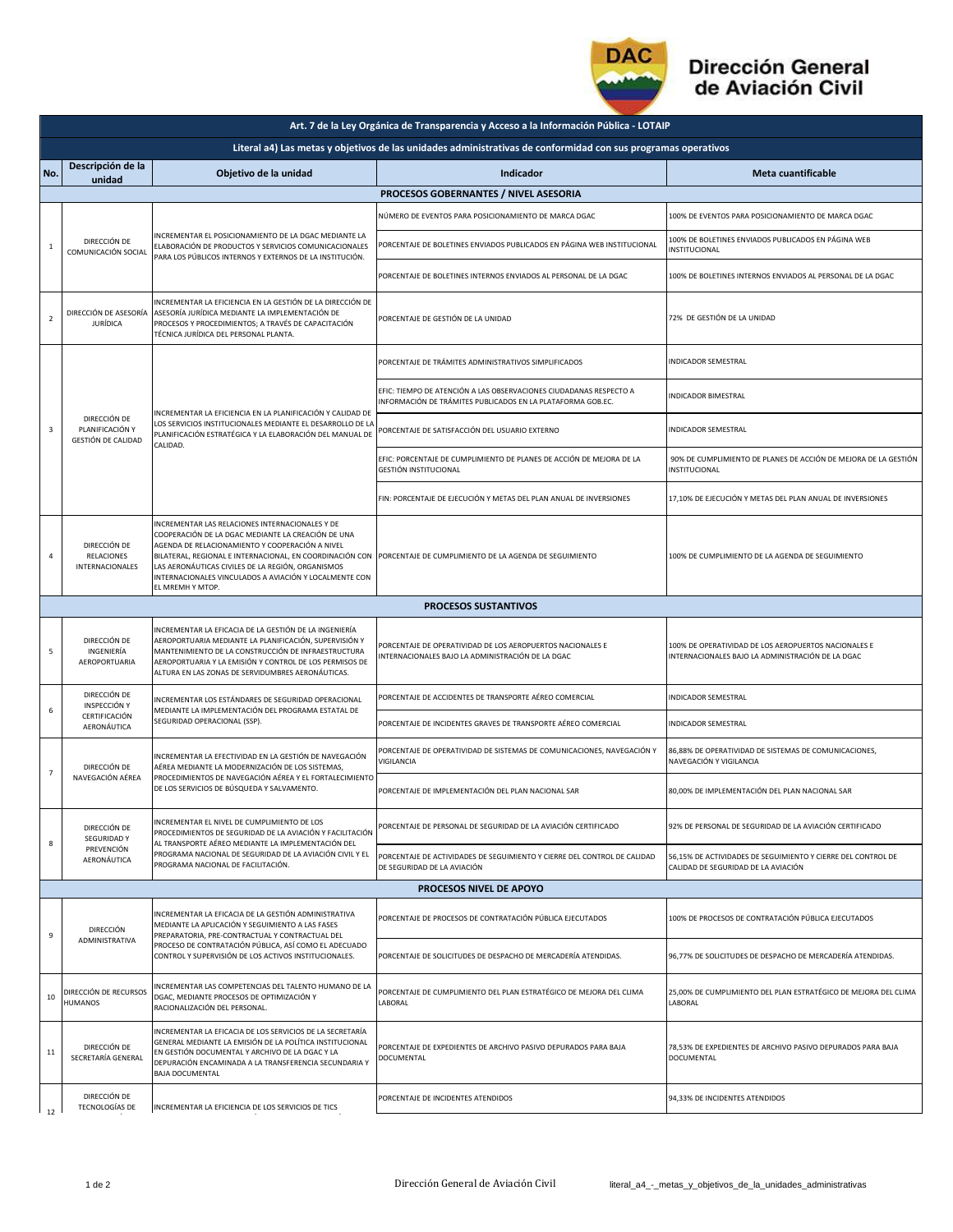# Dirección General de Aviación Civil

| No. | Descripción de la unidad | Objetivo de la unidad | Indicador | Meta cuantificable |
|---|---|---|---|---|
| **Art. 7 de la Ley Orgánica de Transparencia y Acceso a la Información Pública - LOTAIP** | | | | |
| **Literal a4) Las metas y objetivos de las unidades administrativas de conformidad con sus programas operativos** | | | | |
| **PROCESOS GOBERNANTES / NIVEL ASESORIA** | | | | |
| 1 | DIRECCIÓN DE COMUNICACIÓN SOCIAL | INCREMENTAR EL POSICIONAMIENTO DE LA DGAC MEDIANTE LA ELABORACIÓN DE PRODUCTOS Y SERVICIOS COMUNICACIONALES PARA LOS PÚBLICOS INTERNOS Y EXTERNOS DE LA INSTITUCIÓN. | NÚMERO DE EVENTOS PARA POSICIONAMIENTO DE MARCA DGAC | 100% DE EVENTOS PARA POSICIONAMIENTO DE MARCA DGAC |
| | | | PORCENTAJE DE BOLETINES ENVIADOS PUBLICADOS EN PÁGINA WEB INSTITUCIONAL | 100% DE BOLETINES ENVIADOS PUBLICADOS EN PÁGINA WEB INSTITUCIONAL |
| | | | PORCENTAJE DE BOLETINES INTERNOS ENVIADOS AL PERSONAL DE LA DGAC | 100% DE BOLETINES INTERNOS ENVIADOS AL PERSONAL DE LA DGAC |
| 2 | DIRECCIÓN DE ASESORÍA JURÍDICA | INCREMENTAR LA EFICIENCIA EN LA GESTIÓN DE LA DIRECCIÓN DE ASESORÍA JURÍDICA MEDIANTE LA IMPLEMENTACIÓN DE PROCESOS Y PROCEDIMIENTOS; A TRAVÉS DE CAPACITACIÓN TÉCNICA JURÍDICA DEL PERSONAL PLANTA. | PORCENTAJE DE GESTIÓN DE LA UNIDAD | 72% DE GESTIÓN DE LA UNIDAD |
| 3 | DIRECCIÓN DE PLANIFICACIÓN Y GESTIÓN DE CALIDAD | INCREMENTAR LA EFICIENCIA EN LA PLANIFICACIÓN Y CALIDAD DE LOS SERVICIOS INSTITUCIONALES MEDIANTE EL DESARROLLO DE LA PLANIFICACIÓN ESTRATÉGICA Y LA ELABORACIÓN DEL MANUAL DE CALIDAD. | PORCENTAJE DE TRÁMITES ADMINISTRATIVOS SIMPLIFICADOS | INDICADOR SEMESTRAL |
| | | | EFIC: TIEMPO DE ATENCIÓN A LAS OBSERVACIONES CIUDADANAS RESPECTO A INFORMACIÓN DE TRÁMITES PUBLICADOS EN LA PLATAFORMA GOB.EC. | INDICADOR BIMESTRAL |
| | | | PORCENTAJE DE SATISFACCIÓN DEL USUARIO EXTERNO | INDICADOR SEMESTRAL |
| | | | EFIC: PORCENTAJE DE CUMPLIMIENTO DE PLANES DE ACCIÓN DE MEJORA DE LA GESTIÓN INSTITUCIONAL | 90% DE CUMPLIMIENTO DE PLANES DE ACCIÓN DE MEJORA DE LA GESTIÓN INSTITUCIONAL |
| | | | FIN: PORCENTAJE DE EJECUCIÓN Y METAS DEL PLAN ANUAL DE INVERSIONES | 17,10% DE EJECUCIÓN Y METAS DEL PLAN ANUAL DE INVERSIONES |
| 4 | DIRECCIÓN DE RELACIONES INTERNACIONALES | INCREMENTAR LAS RELACIONES INTERNACIONALES Y DE COOPERACIÓN DE LA DGAC MEDIANTE LA CREACIÓN DE UNA AGENDA DE RELACIONAMIENTO Y COOPERACIÓN A NIVEL BILATERAL, REGIONAL E INTERNACIONAL, EN COORDINACIÓN CON LAS AERONÁUTICAS CIVILES DE LA REGIÓN, ORGANISMOS INTERNACIONALES VINCULADOS A AVIACIÓN Y LOCALMENTE CON EL MREMH Y MTOP. | PORCENTAJE DE CUMPLIMIENTO DE LA AGENDA DE SEGUIMIENTO | 100% DE CUMPLIMIENTO DE LA AGENDA DE SEGUIMIENTO |
| **PROCESOS SUSTANTIVOS** | | | | |
| 5 | DIRECCIÓN DE INGENIERÍA AEROPORTUARIA | INCREMENTAR LA EFICACIA DE LA GESTIÓN DE LA INGENIERÍA AEROPORTUARIA MEDIANTE LA PLANIFICACIÓN, SUPERVISIÓN Y MANTENIMIENTO DE LA CONSTRUCCIÓN DE INFRAESTRUCTURA AEROPORTUARIA Y LA EMISIÓN Y CONTROL DE LOS PERMISOS DE ALTURA EN LAS ZONAS DE SERVIDUMBRES AERONÁUTICAS. | PORCENTAJE DE OPERATIVIDAD DE LOS AEROPUERTOS NACIONALES E INTERNACIONALES BAJO LA ADMINISTRACIÓN DE LA DGAC | 100% DE OPERATIVIDAD DE LOS AEROPUERTOS NACIONALES E INTERNACIONALES BAJO LA ADMINISTRACIÓN DE LA DGAC |
| 6 | DIRECCIÓN DE INSPECCIÓN Y CERTIFICACIÓN AERONÁUTICA | INCREMENTAR LOS ESTÁNDARES DE SEGURIDAD OPERACIONAL MEDIANTE LA IMPLEMENTACIÓN DEL PROGRAMA ESTATAL DE SEGURIDAD OPERACIONAL (SSP). | PORCENTAJE DE ACCIDENTES DE TRANSPORTE AÉREO COMERCIAL | INDICADOR SEMESTRAL |
| | | | PORCENTAJE DE INCIDENTES GRAVES DE TRANSPORTE AÉREO COMERCIAL | INDICADOR SEMESTRAL |
| 7 | DIRECCIÓN DE NAVEGACIÓN AÉREA | INCREMENTAR LA EFECTIVIDAD EN LA GESTIÓN DE NAVEGACIÓN AÉREA MEDIANTE LA MODERNIZACIÓN DE LOS SISTEMAS, PROCEDIMIENTOS DE NAVEGACIÓN AÉREA Y EL FORTALECIMIENTO DE LOS SERVICIOS DE BÚSQUEDA Y SALVAMENTO. | PORCENTAJE DE OPERATIVIDAD DE SISTEMAS DE COMUNICACIONES, NAVEGACIÓN Y VIGILANCIA | 86,88% DE OPERATIVIDAD DE SISTEMAS DE COMUNICACIONES, NAVEGACIÓN Y VIGILANCIA |
| | | | PORCENTAJE DE IMPLEMENTACIÓN DEL PLAN NACIONAL SAR | 80,00% DE IMPLEMENTACIÓN DEL PLAN NACIONAL SAR |
| 8 | DIRECCIÓN DE SEGURIDAD Y PREVENCIÓN AERONÁUTICA | INCREMENTAR EL NIVEL DE CUMPLIMIENTO DE LOS PROCEDIMIENTOS DE SEGURIDAD DE LA AVIACIÓN Y FACILITACIÓN AL TRANSPORTE AÉREO MEDIANTE LA IMPLEMENTACIÓN DEL PROGRAMA NACIONAL DE SEGURIDAD DE LA AVIACIÓN CIVIL Y EL PROGRAMA NACIONAL DE FACILITACIÓN. | PORCENTAJE DE PERSONAL DE SEGURIDAD DE LA AVIACIÓN CERTIFICADO | 92% DE PERSONAL DE SEGURIDAD DE LA AVIACIÓN CERTIFICADO |
| | | | PORCENTAJE DE ACTIVIDADES DE SEGUIMIENTO Y CIERRE DEL CONTROL DE CALIDAD DE SEGURIDAD DE LA AVIACIÓN | 56,15% DE ACTIVIDADES DE SEGUIMIENTO Y CIERRE DEL CONTROL DE CALIDAD DE SEGURIDAD DE LA AVIACIÓN |
| **PROCESOS NIVEL DE APOYO** | | | | |
| 9 | DIRECCIÓN ADMINISTRATIVA | INCREMENTAR LA EFICACIA DE LA GESTIÓN ADMINISTRATIVA MEDIANTE LA APLICACIÓN Y SEGUIMIENTO A LAS FASES PREPARATORIA, PRE-CONTRACTUAL Y CONTRACTUAL DEL PROCESO DE CONTRATACIÓN PÚBLICA, ASÍ COMO EL ADECUADO CONTROL Y SUPERVISIÓN DE LOS ACTIVOS INSTITUCIONALES. | PORCENTAJE DE PROCESOS DE CONTRATACIÓN PÚBLICA EJECUTADOS | 100% DE PROCESOS DE CONTRATACIÓN PÚBLICA EJECUTADOS |
| | | | PORCENTAJE DE SOLICITUDES DE DESPACHO DE MERCADERÍA ATENDIDAS. | 96,77% DE SOLICITUDES DE DESPACHO DE MERCADERÍA ATENDIDAS. |
| 10 | DIRECCIÓN DE RECURSOS HUMANOS | INCREMENTAR LAS COMPETENCIAS DEL TALENTO HUMANO DE LA DGAC, MEDIANTE PROCESOS DE OPTIMIZACIÓN Y RACIONALIZACIÓN DEL PERSONAL. | PORCENTAJE DE CUMPLIMIENTO DEL PLAN ESTRATÉGICO DE MEJORA DEL CLIMA LABORAL | 25,00% DE CUMPLIMIENTO DEL PLAN ESTRATÉGICO DE MEJORA DEL CLIMA LABORAL |
| 11 | DIRECCIÓN DE SECRETARÍA GENERAL | INCREMENTAR LA EFICACIA DE LOS SERVICIOS DE LA SECRETARÍA GENERAL MEDIANTE LA EMISIÓN DE LA POLÍTICA INSTITUCIONAL EN GESTIÓN DOCUMENTAL Y ARCHIVO DE LA DGAC Y LA DEPURACIÓN ENCAMINADA A LA TRANSFERENCIA SECUNDARIA Y BAJA DOCUMENTAL | PORCENTAJE DE EXPEDIENTES DE ARCHIVO PASIVO DEPURADOS PARA BAJA DOCUMENTAL | 78,53% DE EXPEDIENTES DE ARCHIVO PASIVO DEPURADOS PARA BAJA DOCUMENTAL |
| 12 | DIRECCIÓN DE TECNOLOGÍAS DE | INCREMENTAR LA EFICIENCIA DE LOS SERVICIOS DE TICS | PORCENTAJE DE INCIDENTES ATENDIDOS | 94,33% DE INCIDENTES ATENDIDOS |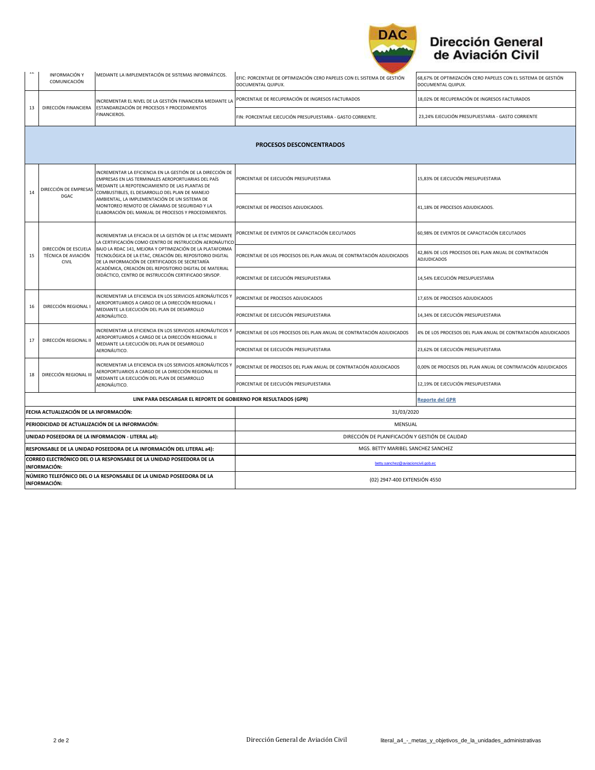| | | | | |
|---|---|---|---|---|
| 12 | INFORMACIÓN Y COMUNICACIÓN | MEDIANTE LA IMPLEMENTACIÓN DE SISTEMAS INFORMÁTICOS. | EFIC: PORCENTAJE DE OPTIMIZACIÓN CERO PAPELES CON EL SISTEMA DE GESTIÓN DOCUMENTAL QUIPUX. | 68,67% DE OPTIMIZACIÓN CERO PAPELES CON EL SISTEMA DE GESTIÓN DOCUMENTAL QUIPUX. |
| 13 | DIRECCIÓN FINANCIERA | INCREMENTAR EL NIVEL DE LA GESTIÓN FINANCIERA MEDIANTE LA ESTANDARIZACIÓN DE PROCESOS Y PROCEDIMIENTOS FINANCIEROS. | PORCENTAJE DE RECUPERACIÓN DE INGRESOS FACTURADOS | 18,02% DE RECUPERACIÓN DE INGRESOS FACTURADOS |
| | | | FIN: PORCENTAJE EJECUCIÓN PRESUPUESTARIA - GASTO CORRIENTE. | 23,24% EJECUCIÓN PRESUPUESTARIA - GASTO CORRIENTE |
| **PROCESOS DESCONCENTRADOS** | | | | |
| 14 | DIRECCIÓN DE EMPRESAS DGAC | INCREMENTAR LA EFICIENCIA EN LA GESTIÓN DE LA DIRECCIÓN DE EMPRESAS EN LAS TERMINALES AEROPORTUARIAS DEL PAÍS MEDIANTE LA REPOTENCIAMIENTO DE LAS PLANTAS DE COMBUSTIBLES, EL DESARROLLO DEL PLAN DE MANEJO AMBIENTAL, LA IMPLEMENTACIÓN DE UN SISTEMA DE MONITOREO REMOTO DE CÁMARAS DE SEGURIDAD Y LA ELABORACIÓN DEL MANUAL DE PROCESOS Y PROCEDIMIENTOS. | PORCENTAJE DE EJECUCIÓN PRESUPUESTARIA | 15,83% DE EJECUCIÓN PRESUPUESTARIA |
| | | | PORCENTAJE DE PROCESOS ADJUDICADOS. | 41,18% DE PROCESOS ADJUDICADOS. |
| 15 | DIRECCIÓN DE ESCUELA TÉCNICA DE AVIACIÓN CIVIL | INCREMENTAR LA EFICACIA DE LA GESTIÓN DE LA ETAC MEDIANTE LA CERTIFICACIÓN COMO CENTRO DE INSTRUCCIÓN AERONÁUTICO BAJO LA RDAC 141, MEJORA Y OPTIMIZACIÓN DE LA PLATAFORMA TECNOLÓGICA DE LA ETAC, CREACIÓN DEL REPOSITORIO DIGITAL DE LA INFORMACIÓN DE CERTIFICADOS DE SECRETARÍA ACADÉMICA, CREACIÓN DEL REPOSITORIO DIGITAL DE MATERIAL DIDÁCTICO, CENTRO DE INSTRUCCIÓN CERTIFICADO SRVSOP. | PORCENTAJE DE EVENTOS DE CAPACITACIÓN EJECUTADOS | 60,98% DE EVENTOS DE CAPACITACIÓN EJECUTADOS |
| | | | PORCENTAJE DE LOS PROCESOS DEL PLAN ANUAL DE CONTRATACIÓN ADJUDICADOS | 42,86% DE LOS PROCESOS DEL PLAN ANUAL DE CONTRATACIÓN ADJUDICADOS |
| | | | PORCENTAJE DE EJECUCIÓN PRESUPUESTARIA | 14,54% EJECUCIÓN PRESUPUESTARIA |
| 16 | DIRECCIÓN REGIONAL I | INCREMENTAR LA EFICIENCIA EN LOS SERVICIOS AERONÁUTICOS Y AEROPORTUARIOS A CARGO DE LA DIRECCIÓN REGIONAL I MEDIANTE LA EJECUCIÓN DEL PLAN DE DESARROLLO AERONÁUTICO. | PORCENTAJE DE PROCESOS ADJUDICADOS | 17,65% DE PROCESOS ADJUDICADOS |
| | | | PORCENTAJE DE EJECUCIÓN PRESUPUESTARIA | 14,34% DE EJECUCIÓN PRESUPUESTARIA |
| 17 | DIRECCIÓN REGIONAL II | INCREMENTAR LA EFICIENCIA EN LOS SERVICIOS AERONÁUTICOS Y AEROPORTUARIOS A CARGO DE LA DIRECCIÓN REGIONAL II MEDIANTE LA EJECUCIÓN DEL PLAN DE DESARROLLO AERONÁUTICO. | PORCENTAJE DE LOS PROCESOS DEL PLAN ANUAL DE CONTRATACIÓN ADJUDICADOS | 4% DE LOS PROCESOS DEL PLAN ANUAL DE CONTRATACIÓN ADJUDICADOS |
| | | | PORCENTAJE DE EJECUCIÓN PRESUPUESTARIA | 23,62% DE EJECUCIÓN PRESUPUESTARIA |
| 18 | DIRECCIÓN REGIONAL III | INCREMENTAR LA EFICIENCIA EN LOS SERVICIOS AERONÁUTICOS Y AEROPORTUARIOS A CARGO DE LA DIRECCIÓN REGIONAL III MEDIANTE LA EJECUCIÓN DEL PLAN DE DESARROLLO AERONÁUTICO. | PORCENTAJE DE PROCESOS DEL PLAN ANUAL DE CONTRATACIÓN ADJUDICADOS | 0,00% DE PROCESOS DEL PLAN ANUAL DE CONTRATACIÓN ADJUDICADOS |
| | | | PORCENTAJE DE EJECUCIÓN PRESUPUESTARIA | 12,19% DE EJECUCIÓN PRESUPUESTARIA |
| **LINK PARA DESCARGAR EL REPORTE DE GOBIERNO POR RESULTADOS (GPR)** | | | | Reporte del GPR |

| | |
|---|---|
| **FECHA ACTUALIZACIÓN DE LA INFORMACIÓN:** | 31/03/2020 |
| **PERIODICIDAD DE ACTUALIZACIÓN DE LA INFORMACIÓN:** | MENSUAL |
| **UNIDAD POSEEDORA DE LA INFORMACION - LITERAL a4):** | DIRECCIÓN DE PLANIFICACIÓN Y GESTIÓN DE CALIDAD |
| **RESPONSABLE DE LA UNIDAD POSEEDORA DE LA INFORMACIÓN DEL LITERAL a4):** | MGS. BETTY MARIBEL SANCHEZ SANCHEZ |
| **CORREO ELECTRÓNICO DEL O LA RESPONSABLE DE LA UNIDAD POSEEDORA DE LA INFORMACIÓN:** | betty.sanchez@aviacioncivil.gob.ec |
| **NÚMERO TELEFÓNICO DEL O LA RESPONSABLE DE LA UNIDAD POSEEDORA DE LA INFORMACIÓN:** | (02) 2947-400 EXTENSIÓN 4550 |